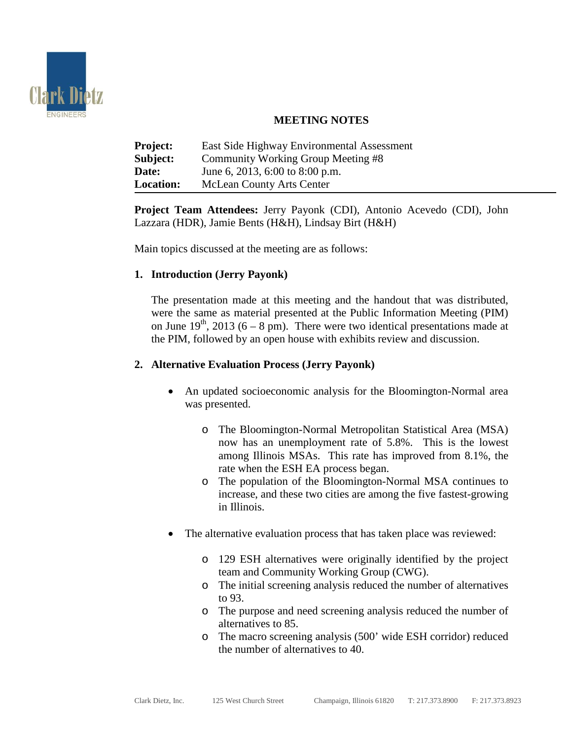## MEETING NOTES

**Project:** East Side Highway Environmental Assessment
**Subject:** Community Working Group Meeting #8
**Date:** June 6, 2013, 6:00 to 8:00 p.m.
**Location:** McLean County Arts Center

---

**Project Team Attendees:** Jerry Payonk (CDI), Antonio Acevedo (CDI), John Lazzara (HDR), Jamie Bents (H&H), Lindsay Birt (H&H)

Main topics discussed at the meeting are as follows:

### 1. Introduction (Jerry Payonk)

The presentation made at this meeting and the handout that was distributed, were the same as material presented at the Public Information Meeting (PIM) on June 19th, 2013 (6 – 8 pm). There were two identical presentations made at the PIM, followed by an open house with exhibits review and discussion.

### 2. Alternative Evaluation Process (Jerry Payonk)

- An updated socioeconomic analysis for the Bloomington-Normal area was presented.
  - The Bloomington-Normal Metropolitan Statistical Area (MSA) now has an unemployment rate of 5.8%. This is the lowest among Illinois MSAs. This rate has improved from 8.1%, the rate when the ESH EA process began.
  - The population of the Bloomington-Normal MSA continues to increase, and these two cities are among the five fastest-growing in Illinois.
- The alternative evaluation process that has taken place was reviewed:
  - 129 ESH alternatives were originally identified by the project team and Community Working Group (CWG).
  - The initial screening analysis reduced the number of alternatives to 93.
  - The purpose and need screening analysis reduced the number of alternatives to 85.
  - The macro screening analysis (500' wide ESH corridor) reduced the number of alternatives to 40.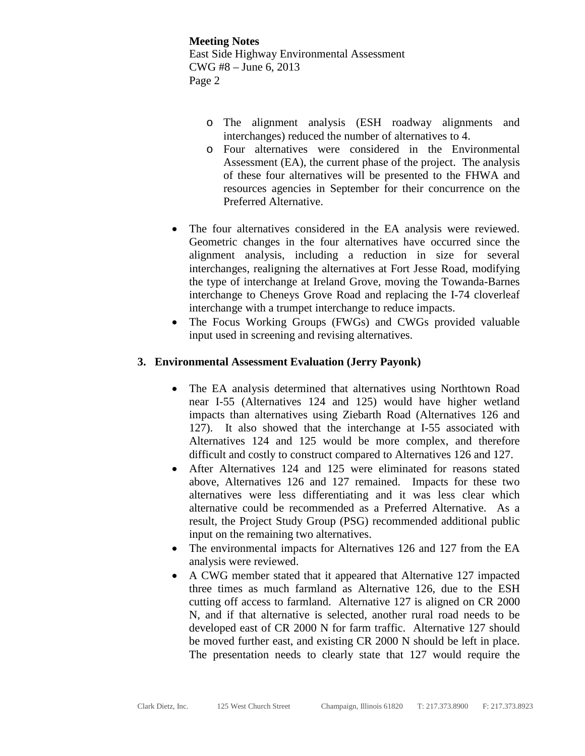- The alignment analysis (ESH roadway alignments and interchanges) reduced the number of alternatives to 4.
    - Four alternatives were considered in the Environmental Assessment (EA), the current phase of the project. The analysis of these four alternatives will be presented to the FHWA and resources agencies in September for their concurrence on the Preferred Alternative.

- The four alternatives considered in the EA analysis were reviewed. Geometric changes in the four alternatives have occurred since the alignment analysis, including a reduction in size for several interchanges, realigning the alternatives at Fort Jesse Road, modifying the type of interchange at Ireland Grove, moving the Towanda-Barnes interchange to Cheneys Grove Road and replacing the I-74 cloverleaf interchange with a trumpet interchange to reduce impacts.
- The Focus Working Groups (FWGs) and CWGs provided valuable input used in screening and revising alternatives.

## 3. Environmental Assessment Evaluation (Jerry Payonk)

- The EA analysis determined that alternatives using Northtown Road near I-55 (Alternatives 124 and 125) would have higher wetland impacts than alternatives using Ziebarth Road (Alternatives 126 and 127). It also showed that the interchange at I-55 associated with Alternatives 124 and 125 would be more complex, and therefore difficult and costly to construct compared to Alternatives 126 and 127.
- After Alternatives 124 and 125 were eliminated for reasons stated above, Alternatives 126 and 127 remained. Impacts for these two alternatives were less differentiating and it was less clear which alternative could be recommended as a Preferred Alternative. As a result, the Project Study Group (PSG) recommended additional public input on the remaining two alternatives.
- The environmental impacts for Alternatives 126 and 127 from the EA analysis were reviewed.
- A CWG member stated that it appeared that Alternative 127 impacted three times as much farmland as Alternative 126, due to the ESH cutting off access to farmland. Alternative 127 is aligned on CR 2000 N, and if that alternative is selected, another rural road needs to be developed east of CR 2000 N for farm traffic. Alternative 127 should be moved further east, and existing CR 2000 N should be left in place. The presentation needs to clearly state that 127 would require the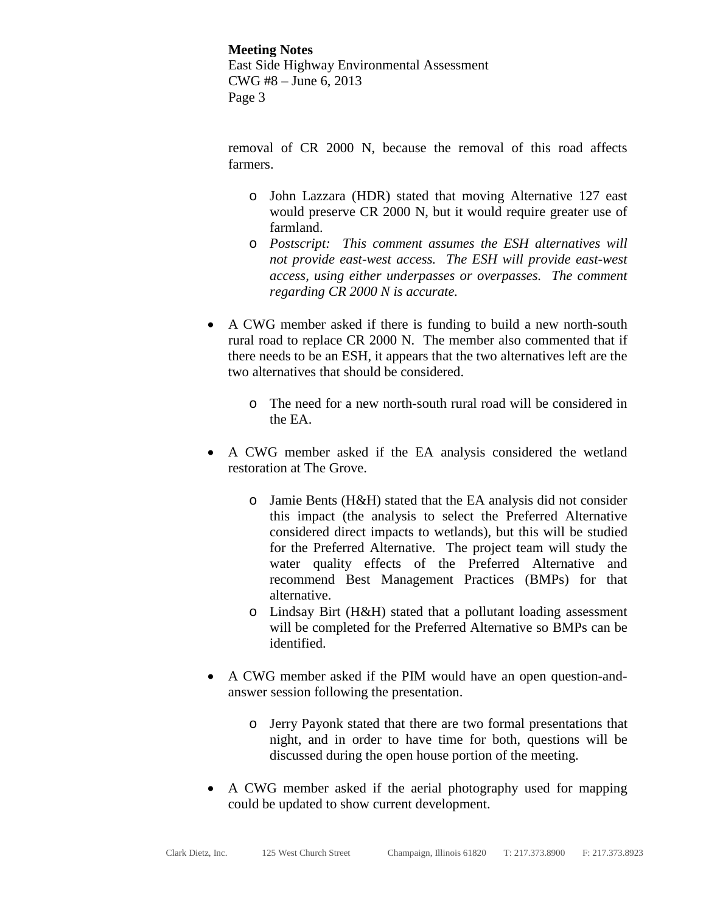removal of CR 2000 N, because the removal of this road affects farmers.

  - John Lazzara (HDR) stated that moving Alternative 127 east would preserve CR 2000 N, but it would require greater use of farmland.
  - *Postscript: This comment assumes the ESH alternatives will not provide east-west access. The ESH will provide east-west access, using either underpasses or overpasses. The comment regarding CR 2000 N is accurate.*

- A CWG member asked if there is funding to build a new north-south rural road to replace CR 2000 N. The member also commented that if there needs to be an ESH, it appears that the two alternatives left are the two alternatives that should be considered.

  - The need for a new north-south rural road will be considered in the EA.

- A CWG member asked if the EA analysis considered the wetland restoration at The Grove.

  - Jamie Bents (H&H) stated that the EA analysis did not consider this impact (the analysis to select the Preferred Alternative considered direct impacts to wetlands), but this will be studied for the Preferred Alternative. The project team will study the water quality effects of the Preferred Alternative and recommend Best Management Practices (BMPs) for that alternative.
  - Lindsay Birt (H&H) stated that a pollutant loading assessment will be completed for the Preferred Alternative so BMPs can be identified.

- A CWG member asked if the PIM would have an open question-and-answer session following the presentation.

  - Jerry Payonk stated that there are two formal presentations that night, and in order to have time for both, questions will be discussed during the open house portion of the meeting.

- A CWG member asked if the aerial photography used for mapping could be updated to show current development.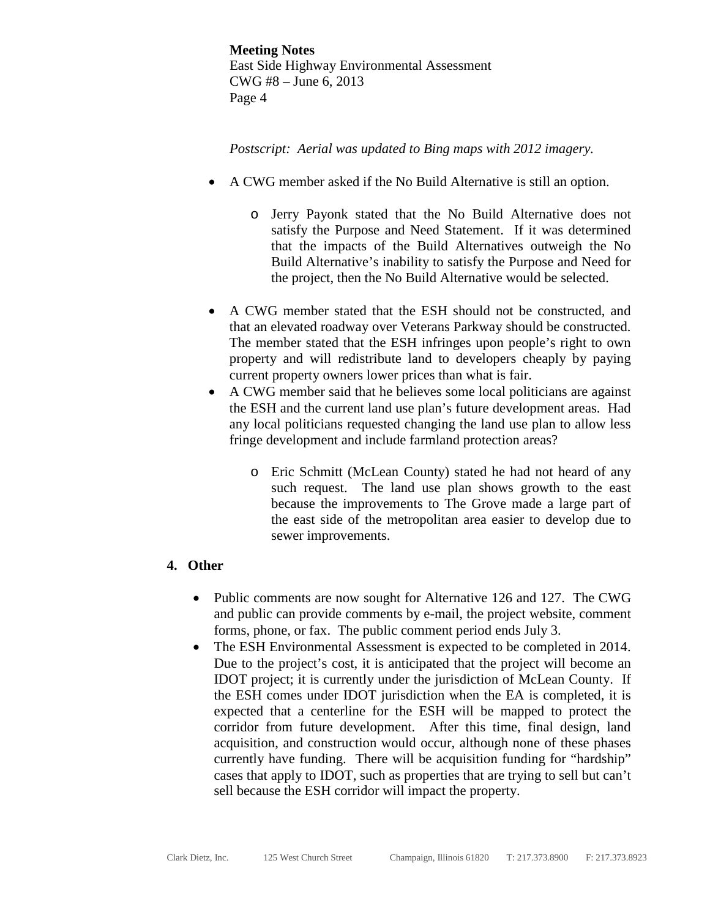*Postscript: Aerial was updated to Bing maps with 2012 imagery.*

- A CWG member asked if the No Build Alternative is still an option.
  - Jerry Payonk stated that the No Build Alternative does not satisfy the Purpose and Need Statement. If it was determined that the impacts of the Build Alternatives outweigh the No Build Alternative's inability to satisfy the Purpose and Need for the project, then the No Build Alternative would be selected.
- A CWG member stated that the ESH should not be constructed, and that an elevated roadway over Veterans Parkway should be constructed. The member stated that the ESH infringes upon people's right to own property and will redistribute land to developers cheaply by paying current property owners lower prices than what is fair.
- A CWG member said that he believes some local politicians are against the ESH and the current land use plan's future development areas. Had any local politicians requested changing the land use plan to allow less fringe development and include farmland protection areas?
  - Eric Schmitt (McLean County) stated he had not heard of any such request. The land use plan shows growth to the east because the improvements to The Grove made a large part of the east side of the metropolitan area easier to develop due to sewer improvements.

## 4. Other

- Public comments are now sought for Alternative 126 and 127. The CWG and public can provide comments by e-mail, the project website, comment forms, phone, or fax. The public comment period ends July 3.
- The ESH Environmental Assessment is expected to be completed in 2014. Due to the project's cost, it is anticipated that the project will become an IDOT project; it is currently under the jurisdiction of McLean County. If the ESH comes under IDOT jurisdiction when the EA is completed, it is expected that a centerline for the ESH will be mapped to protect the corridor from future development. After this time, final design, land acquisition, and construction would occur, although none of these phases currently have funding. There will be acquisition funding for "hardship" cases that apply to IDOT, such as properties that are trying to sell but can't sell because the ESH corridor will impact the property.